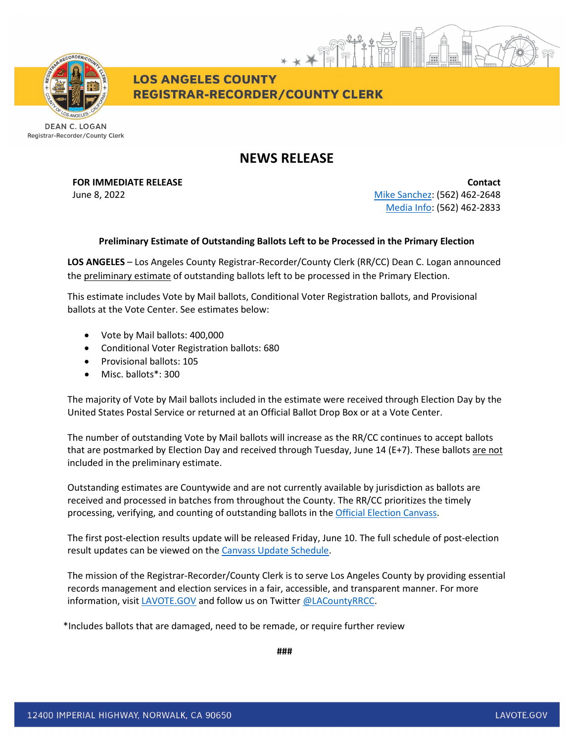**LOS ANGELES COUNTY**
**REGISTRAR-RECORDER/COUNTY CLERK**

DEAN C. LOGAN
Registrar-Recorder/County Clerk

# NEWS RELEASE

**FOR IMMEDIATE RELEASE**
June 8, 2022

**Contact**
Mike Sanchez: (562) 462-2648
Media Info: (562) 462-2833

**Preliminary Estimate of Outstanding Ballots Left to be Processed in the Primary Election**

**LOS ANGELES** – Los Angeles County Registrar-Recorder/County Clerk (RR/CC) Dean C. Logan announced the preliminary estimate of outstanding ballots left to be processed in the Primary Election.

This estimate includes Vote by Mail ballots, Conditional Voter Registration ballots, and Provisional ballots at the Vote Center. See estimates below:

- Vote by Mail ballots: 400,000
- Conditional Voter Registration ballots: 680
- Provisional ballots: 105
- Misc. ballots*: 300

The majority of Vote by Mail ballots included in the estimate were received through Election Day by the United States Postal Service or returned at an Official Ballot Drop Box or at a Vote Center.

The number of outstanding Vote by Mail ballots will increase as the RR/CC continues to accept ballots that are postmarked by Election Day and received through Tuesday, June 14 (E+7). These ballots are not included in the preliminary estimate.

Outstanding estimates are Countywide and are not currently available by jurisdiction as ballots are received and processed in batches from throughout the County. The RR/CC prioritizes the timely processing, verifying, and counting of outstanding ballots in the Official Election Canvass.

The first post-election results update will be released Friday, June 10. The full schedule of post-election result updates can be viewed on the Canvass Update Schedule.

The mission of the Registrar-Recorder/County Clerk is to serve Los Angeles County by providing essential records management and election services in a fair, accessible, and transparent manner. For more information, visit LAVOTE.GOV and follow us on Twitter @LACountyRRCC.

*Includes ballots that are damaged, need to be remade, or require further review

###

12400 IMPERIAL HIGHWAY, NORWALK, CA 90650 LAVOTE.GOV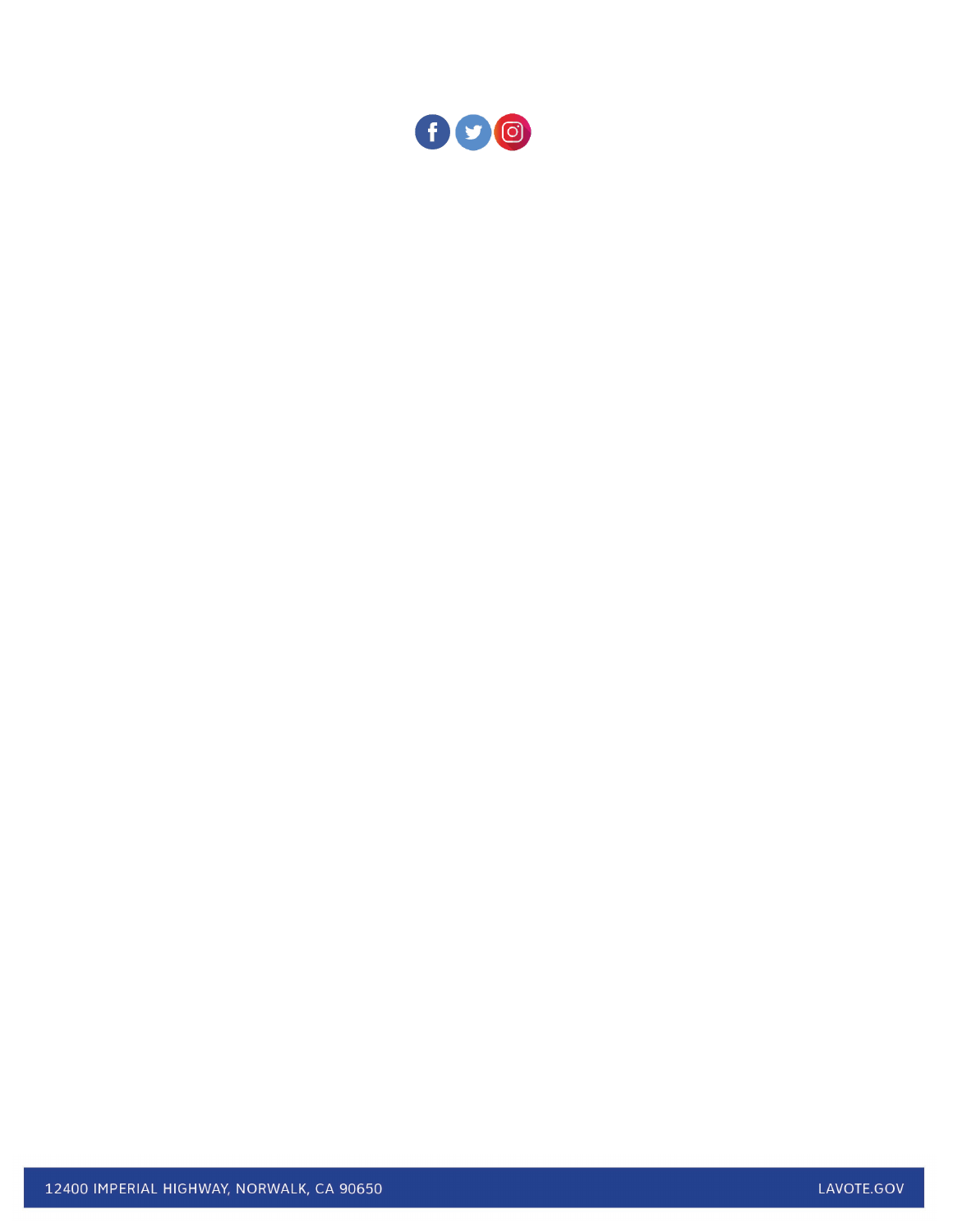12400 IMPERIAL HIGHWAY, NORWALK, CA 90650

LAVOTE.GOV